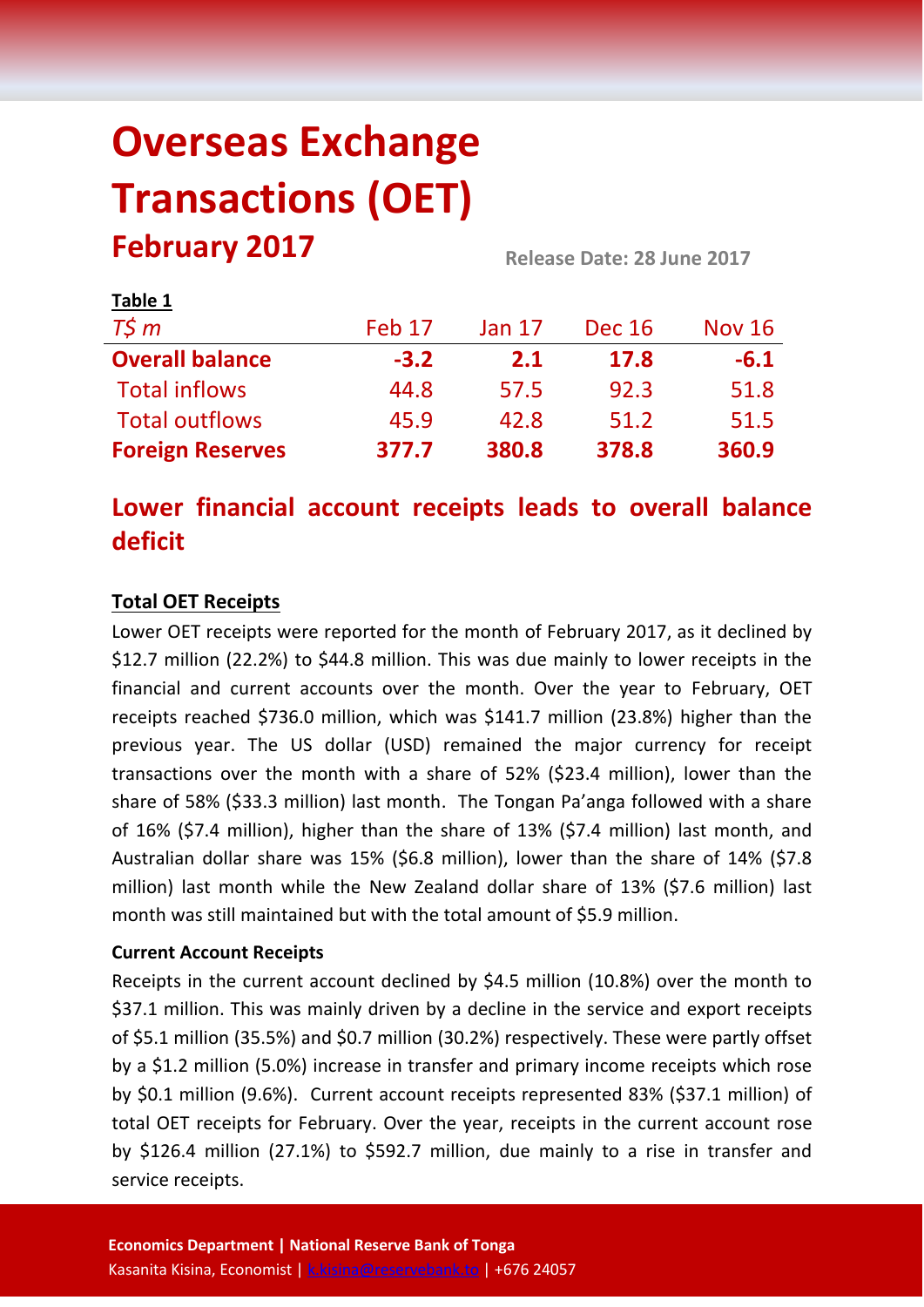# Overseas Exchange Transactions (OET)

## February 2017

**Release Date: 28 June 2017**

**Table 1**

| *T$ m* | Feb 17 | Jan 17 | Dec 16 | Nov 16 |
|---|---|---|---|---|
| **Overall balance** | **-3.2** | **2.1** | **17.8** | **-6.1** |
| Total inflows | 44.8 | 57.5 | 92.3 | 51.8 |
| Total outflows | 45.9 | 42.8 | 51.2 | 51.5 |
| **Foreign Reserves** | **377.7** | **380.8** | **378.8** | **360.9** |

## Lower financial account receipts leads to overall balance deficit

**Total OET Receipts**

Lower OET receipts were reported for the month of February 2017, as it declined by $12.7 million (22.2%) to $44.8 million. This was due mainly to lower receipts in the financial and current accounts over the month. Over the year to February, OET receipts reached $736.0 million, which was $141.7 million (23.8%) higher than the previous year. The US dollar (USD) remained the major currency for receipt transactions over the month with a share of 52% ($23.4 million), lower than the share of 58% ($33.3 million) last month. The Tongan Pa'anga followed with a share of 16% ($7.4 million), higher than the share of 13% ($7.4 million) last month, and Australian dollar share was 15% ($6.8 million), lower than the share of 14% ($7.8 million) last month while the New Zealand dollar share of 13% ($7.6 million) last month was still maintained but with the total amount of $5.9 million.

**Current Account Receipts**

Receipts in the current account declined by $4.5 million (10.8%) over the month to $37.1 million. This was mainly driven by a decline in the service and export receipts of $5.1 million (35.5%) and $0.7 million (30.2%) respectively. These were partly offset by a $1.2 million (5.0%) increase in transfer and primary income receipts which rose by $0.1 million (9.6%). Current account receipts represented 83% ($37.1 million) of total OET receipts for February. Over the year, receipts in the current account rose by $126.4 million (27.1%) to $592.7 million, due mainly to a rise in transfer and service receipts.

**Economics Department | National Reserve Bank of Tonga**
Kasanita Kisina, Economist | k.kisina@reservebank.to | +676 24057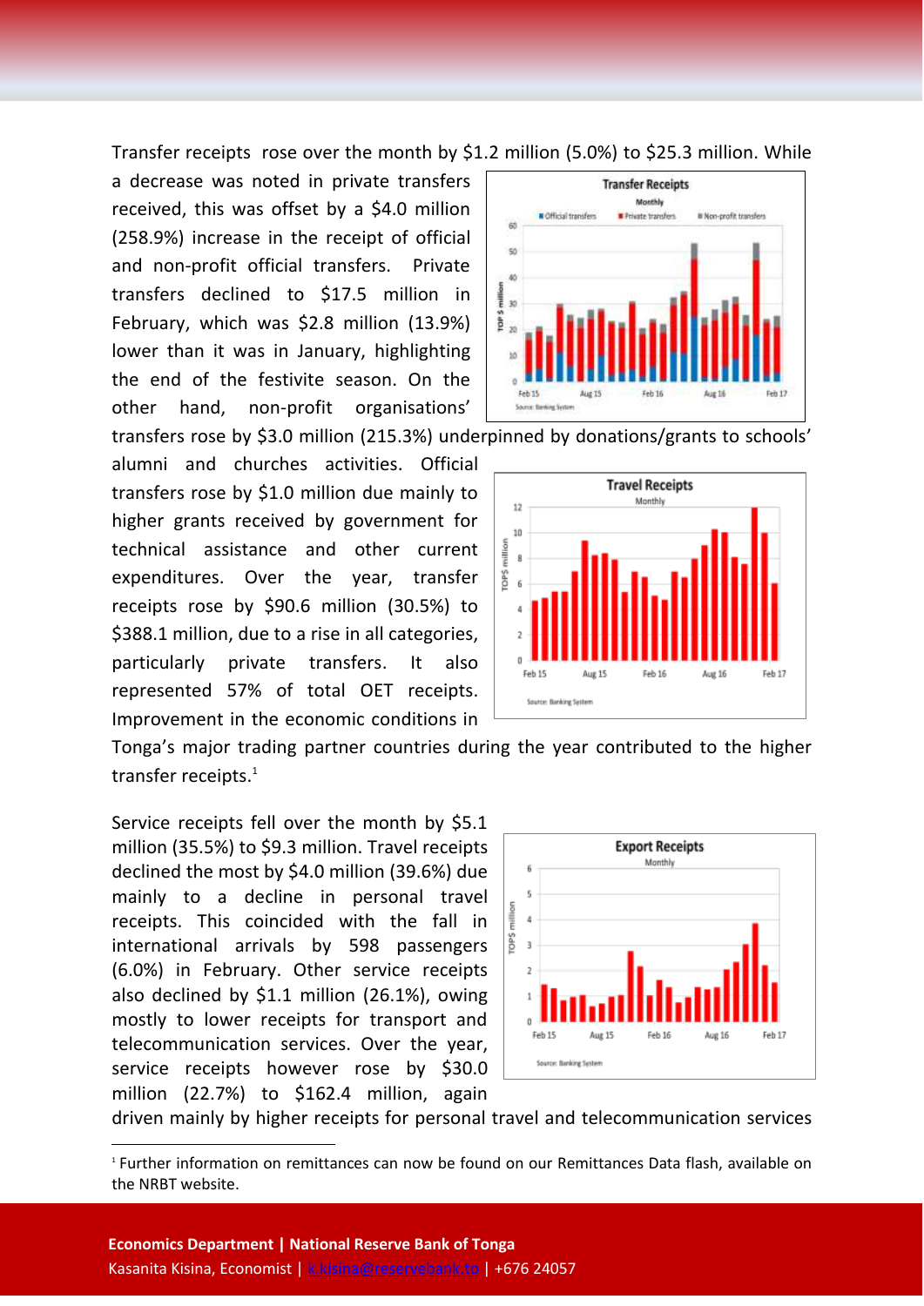Transfer receipts rose over the month by $1.2 million (5.0%) to $25.3 million. While a decrease was noted in private transfers received, this was offset by a $4.0 million (258.9%) increase in the receipt of official and non-profit official transfers. Private transfers declined to $17.5 million in February, which was $2.8 million (13.9%) lower than it was in January, highlighting the end of the festivite season. On the other hand, non-profit organisations' transfers rose by $3.0 million (215.3%) underpinned by donations/grants to schools' alumni and churches activities. Official transfers rose by $1.0 million due mainly to higher grants received by government for technical assistance and other current expenditures. Over the year, transfer receipts rose by $90.6 million (30.5%) to $388.1 million, due to a rise in all categories, particularly private transfers. It also represented 57% of total OET receipts. Improvement in the economic conditions in Tonga's major trading partner countries during the year contributed to the higher transfer receipts.[1]

Service receipts fell over the month by $5.1 million (35.5%) to $9.3 million. Travel receipts declined the most by $4.0 million (39.6%) due mainly to a decline in personal travel receipts. This coincided with the fall in international arrivals by 598 passengers (6.0%) in February. Other service receipts also declined by $1.1 million (26.1%), owing mostly to lower receipts for transport and telecommunication services. Over the year, service receipts however rose by $30.0 million (22.7%) to $162.4 million, again driven mainly by higher receipts for personal travel and telecommunication services

[1] Further information on remittances can now be found on our Remittances Data flash, available on the NRBT website.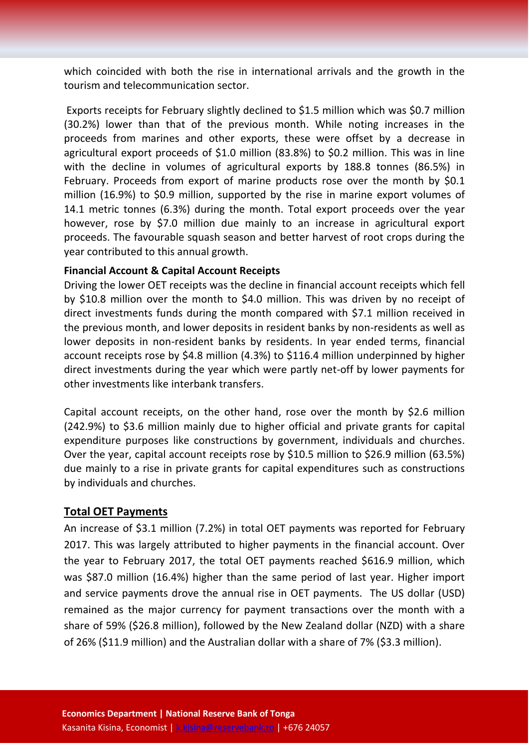which coincided with both the rise in international arrivals and the growth in the tourism and telecommunication sector.

Exports receipts for February slightly declined to $1.5 million which was $0.7 million (30.2%) lower than that of the previous month. While noting increases in the proceeds from marines and other exports, these were offset by a decrease in agricultural export proceeds of $1.0 million (83.8%) to $0.2 million. This was in line with the decline in volumes of agricultural exports by 188.8 tonnes (86.5%) in February. Proceeds from export of marine products rose over the month by $0.1 million (16.9%) to $0.9 million, supported by the rise in marine export volumes of 14.1 metric tonnes (6.3%) during the month. Total export proceeds over the year however, rose by $7.0 million due mainly to an increase in agricultural export proceeds. The favourable squash season and better harvest of root crops during the year contributed to this annual growth.

**Financial Account & Capital Account Receipts**

Driving the lower OET receipts was the decline in financial account receipts which fell by $10.8 million over the month to $4.0 million. This was driven by no receipt of direct investments funds during the month compared with $7.1 million received in the previous month, and lower deposits in resident banks by non-residents as well as lower deposits in non-resident banks by residents. In year ended terms, financial account receipts rose by $4.8 million (4.3%) to $116.4 million underpinned by higher direct investments during the year which were partly net-off by lower payments for other investments like interbank transfers.

Capital account receipts, on the other hand, rose over the month by $2.6 million (242.9%) to $3.6 million mainly due to higher official and private grants for capital expenditure purposes like constructions by government, individuals and churches. Over the year, capital account receipts rose by $10.5 million to $26.9 million (63.5%) due mainly to a rise in private grants for capital expenditures such as constructions by individuals and churches.

## Total OET Payments

An increase of $3.1 million (7.2%) in total OET payments was reported for February 2017. This was largely attributed to higher payments in the financial account. Over the year to February 2017, the total OET payments reached $616.9 million, which was $87.0 million (16.4%) higher than the same period of last year. Higher import and service payments drove the annual rise in OET payments. The US dollar (USD) remained as the major currency for payment transactions over the month with a share of 59% ($26.8 million), followed by the New Zealand dollar (NZD) with a share of 26% ($11.9 million) and the Australian dollar with a share of 7% ($3.3 million).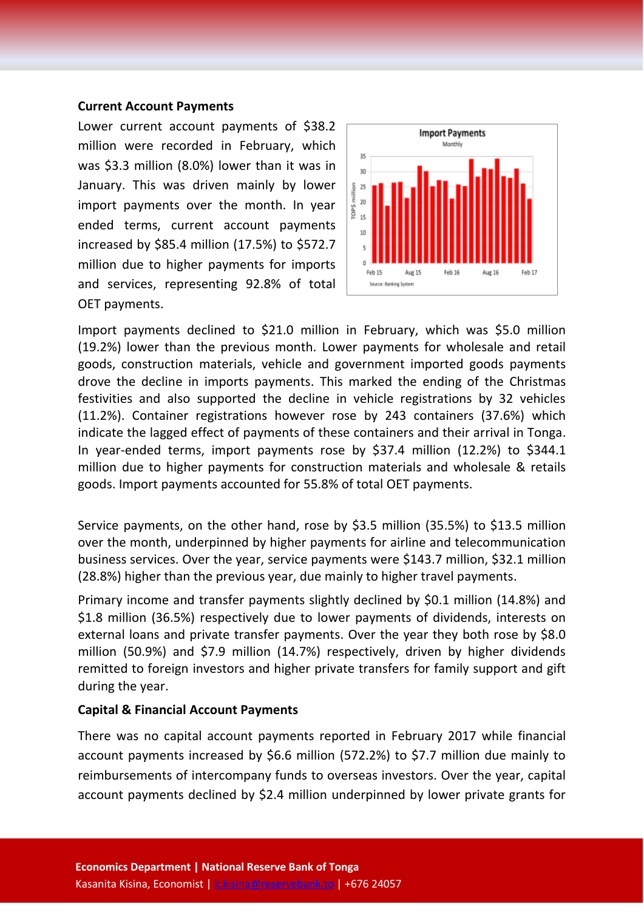### Current Account Payments

Lower current account payments of $38.2 million were recorded in February, which was $3.3 million (8.0%) lower than it was in January. This was driven mainly by lower import payments over the month. In year ended terms, current account payments increased by $85.4 million (17.5%) to $572.7 million due to higher payments for imports and services, representing 92.8% of total OET payments.

Import payments declined to $21.0 million in February, which was $5.0 million (19.2%) lower than the previous month. Lower payments for wholesale and retail goods, construction materials, vehicle and government imported goods payments drove the decline in imports payments. This marked the ending of the Christmas festivities and also supported the decline in vehicle registrations by 32 vehicles (11.2%). Container registrations however rose by 243 containers (37.6%) which indicate the lagged effect of payments of these containers and their arrival in Tonga. In year-ended terms, import payments rose by $37.4 million (12.2%) to $344.1 million due to higher payments for construction materials and wholesale & retails goods. Import payments accounted for 55.8% of total OET payments.

Service payments, on the other hand, rose by $3.5 million (35.5%) to $13.5 million over the month, underpinned by higher payments for airline and telecommunication business services. Over the year, service payments were $143.7 million, $32.1 million (28.8%) higher than the previous year, due mainly to higher travel payments.

Primary income and transfer payments slightly declined by $0.1 million (14.8%) and $1.8 million (36.5%) respectively due to lower payments of dividends, interests on external loans and private transfer payments. Over the year they both rose by $8.0 million (50.9%) and $7.9 million (14.7%) respectively, driven by higher dividends remitted to foreign investors and higher private transfers for family support and gift during the year.

### Capital & Financial Account Payments

There was no capital account payments reported in February 2017 while financial account payments increased by $6.6 million (572.2%) to $7.7 million due mainly to reimbursements of intercompany funds to overseas investors. Over the year, capital account payments declined by $2.4 million underpinned by lower private grants for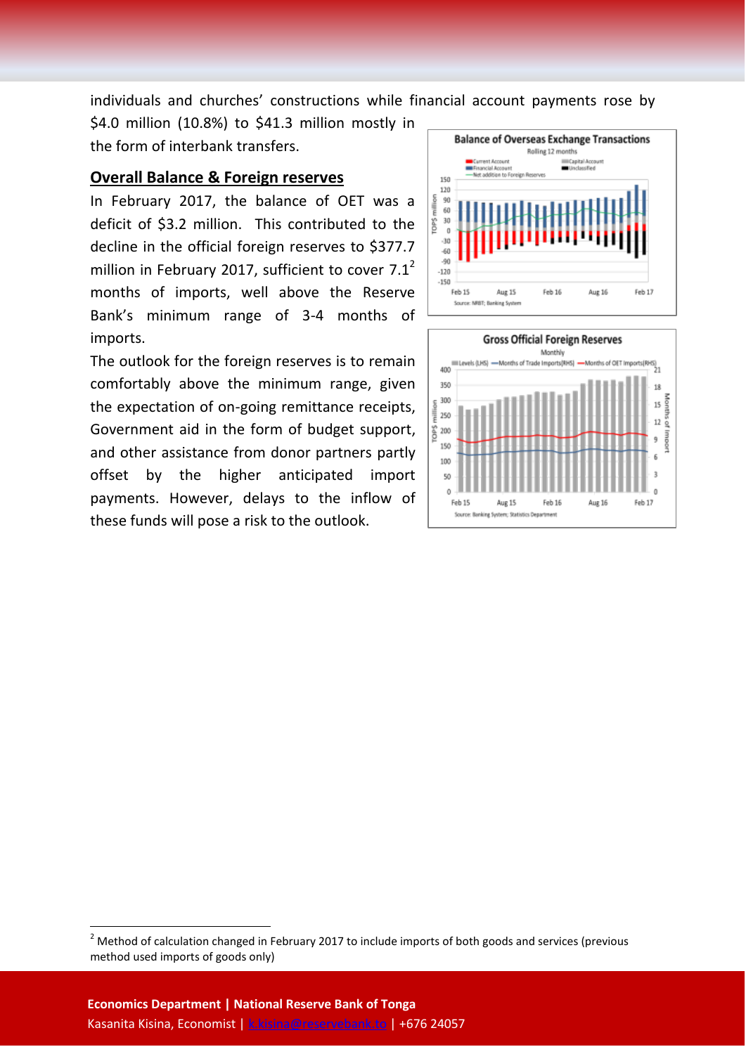individuals and churches' constructions while financial account payments rose by $4.0 million (10.8%) to $41.3 million mostly in the form of interbank transfers.

## Overall Balance & Foreign reserves

In February 2017, the balance of OET was a deficit of $3.2 million. This contributed to the decline in the official foreign reserves to $377.7 million in February 2017, sufficient to cover 7.1[2] months of imports, well above the Reserve Bank's minimum range of 3-4 months of imports.

The outlook for the foreign reserves is to remain comfortably above the minimum range, given the expectation of on-going remittance receipts, Government aid in the form of budget support, and other assistance from donor partners partly offset by the higher anticipated import payments. However, delays to the inflow of these funds will pose a risk to the outlook.

[2] Method of calculation changed in February 2017 to include imports of both goods and services (previous method used imports of goods only)

**Economics Department | National Reserve Bank of Tonga**

Kasanita Kisina, Economist | k.kisina@reservebank.to | +676 24057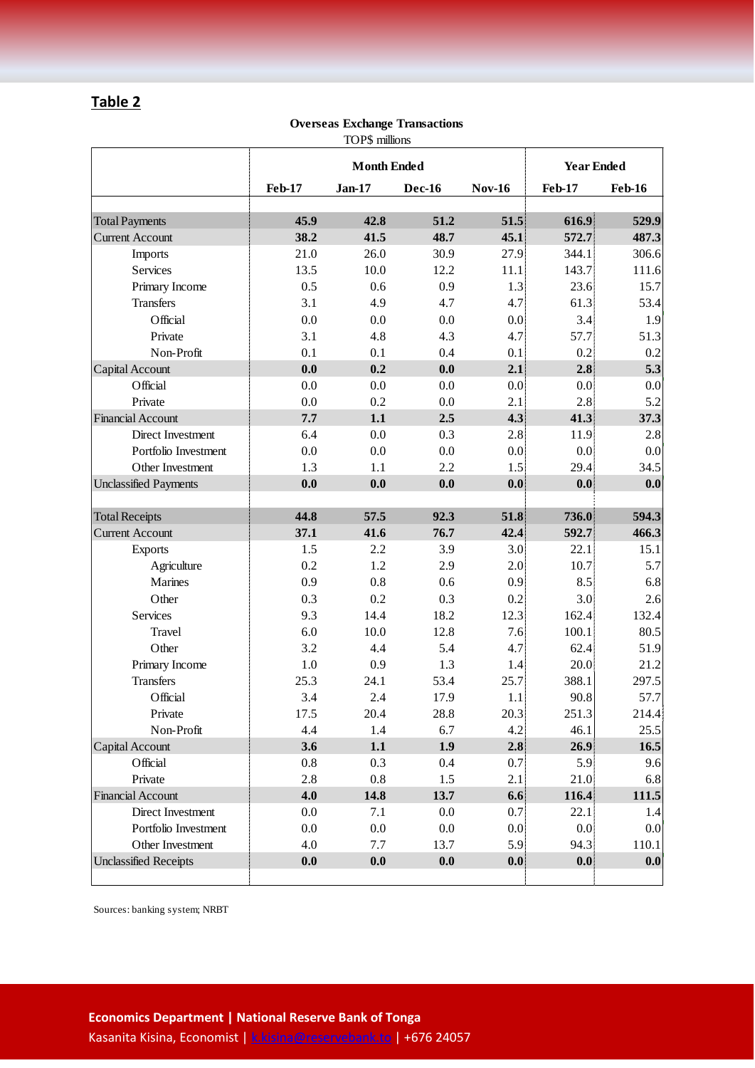## Table 2

**Overseas Exchange Transactions**
TOP$ millions

| | Month Ended | | | | Year Ended | |
|---|---|---|---|---|---|---|
| | **Feb-17** | **Jan-17** | **Dec-16** | **Nov-16** | **Feb-17** | **Feb-16** |
| Total Payments | **45.9** | **42.8** | **51.2** | **51.5** | **616.9** | **529.9** |
| Current Account | **38.2** | **41.5** | **48.7** | **45.1** | **572.7** | **487.3** |
| Imports | 21.0 | 26.0 | 30.9 | 27.9 | 344.1 | 306.6 |
| Services | 13.5 | 10.0 | 12.2 | 11.1 | 143.7 | 111.6 |
| Primary Income | 0.5 | 0.6 | 0.9 | 1.3 | 23.6 | 15.7 |
| Transfers | 3.1 | 4.9 | 4.7 | 4.7 | 61.3 | 53.4 |
| Official | 0.0 | 0.0 | 0.0 | 0.0 | 3.4 | 1.9 |
| Private | 3.1 | 4.8 | 4.3 | 4.7 | 57.7 | 51.3 |
| Non-Profit | 0.1 | 0.1 | 0.4 | 0.1 | 0.2 | 0.2 |
| Capital Account | **0.0** | **0.2** | **0.0** | **2.1** | **2.8** | **5.3** |
| Official | 0.0 | 0.0 | 0.0 | 0.0 | 0.0 | 0.0 |
| Private | 0.0 | 0.2 | 0.0 | 2.1 | 2.8 | 5.2 |
| Financial Account | **7.7** | **1.1** | **2.5** | **4.3** | **41.3** | **37.3** |
| Direct Investment | 6.4 | 0.0 | 0.3 | 2.8 | 11.9 | 2.8 |
| Portfolio Investment | 0.0 | 0.0 | 0.0 | 0.0 | 0.0 | 0.0 |
| Other Investment | 1.3 | 1.1 | 2.2 | 1.5 | 29.4 | 34.5 |
| Unclassified Payments | **0.0** | **0.0** | **0.0** | **0.0** | **0.0** | **0.0** |
| | | | | | | |
| Total Receipts | **44.8** | **57.5** | **92.3** | **51.8** | **736.0** | **594.3** |
| Current Account | **37.1** | **41.6** | **76.7** | **42.4** | **592.7** | **466.3** |
| Exports | 1.5 | 2.2 | 3.9 | 3.0 | 22.1 | 15.1 |
| Agriculture | 0.2 | 1.2 | 2.9 | 2.0 | 10.7 | 5.7 |
| Marines | 0.9 | 0.8 | 0.6 | 0.9 | 8.5 | 6.8 |
| Other | 0.3 | 0.2 | 0.3 | 0.2 | 3.0 | 2.6 |
| Services | 9.3 | 14.4 | 18.2 | 12.3 | 162.4 | 132.4 |
| Travel | 6.0 | 10.0 | 12.8 | 7.6 | 100.1 | 80.5 |
| Other | 3.2 | 4.4 | 5.4 | 4.7 | 62.4 | 51.9 |
| Primary Income | 1.0 | 0.9 | 1.3 | 1.4 | 20.0 | 21.2 |
| Transfers | 25.3 | 24.1 | 53.4 | 25.7 | 388.1 | 297.5 |
| Official | 3.4 | 2.4 | 17.9 | 1.1 | 90.8 | 57.7 |
| Private | 17.5 | 20.4 | 28.8 | 20.3 | 251.3 | 214.4 |
| Non-Profit | 4.4 | 1.4 | 6.7 | 4.2 | 46.1 | 25.5 |
| Capital Account | **3.6** | **1.1** | **1.9** | **2.8** | **26.9** | **16.5** |
| Official | 0.8 | 0.3 | 0.4 | 0.7 | 5.9 | 9.6 |
| Private | 2.8 | 0.8 | 1.5 | 2.1 | 21.0 | 6.8 |
| Financial Account | **4.0** | **14.8** | **13.7** | **6.6** | **116.4** | **111.5** |
| Direct Investment | 0.0 | 7.1 | 0.0 | 0.7 | 22.1 | 1.4 |
| Portfolio Investment | 0.0 | 0.0 | 0.0 | 0.0 | 0.0 | 0.0 |
| Other Investment | 4.0 | 7.7 | 13.7 | 5.9 | 94.3 | 110.1 |
| Unclassified Receipts | **0.0** | **0.0** | **0.0** | **0.0** | **0.0** | **0.0** |

Sources: banking system; NRBT

**Economics Department | National Reserve Bank of Tonga**
Kasanita Kisina, Economist | k.kisina@reservebank.to | +676 24057